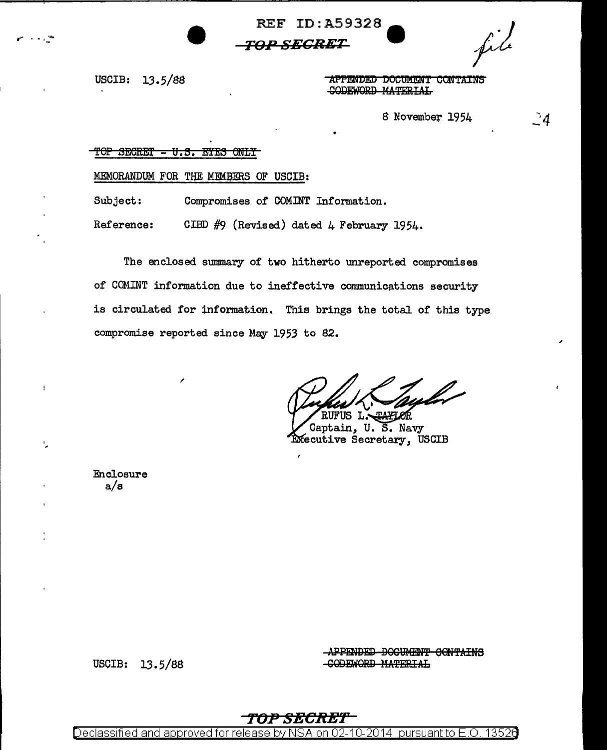REF ID:A59328

~~TOP SECRET~~

*file*

USCIB: 13.5/88

~~APPENDED DOCUMENT CONTAINS CODEWORD MATERIAL~~

8 November 1954

~~TOP SECRET - U.S. EYES ONLY~~

MEMORANDUM FOR THE MEMBERS OF USCIB:

Subject: Compromises of COMINT Information.

Reference: CIBD #9 (Revised) dated 4 February 1954.

The enclosed summary of two hitherto unreported compromises of COMINT information due to ineffective communications security is circulated for information. This brings the total of this type compromise reported since May 1953 to 82.

RUFUS L. TAYLOR
Captain, U. S. Navy
Executive Secretary, USCIB

Enclosure
a/s

USCIB: 13.5/88

~~APPENDED DOCUMENT CONTAINS CODEWORD MATERIAL~~

~~TOP SECRET~~

Declassified and approved for release by NSA on 02-10-2014 pursuant to E.O. 13526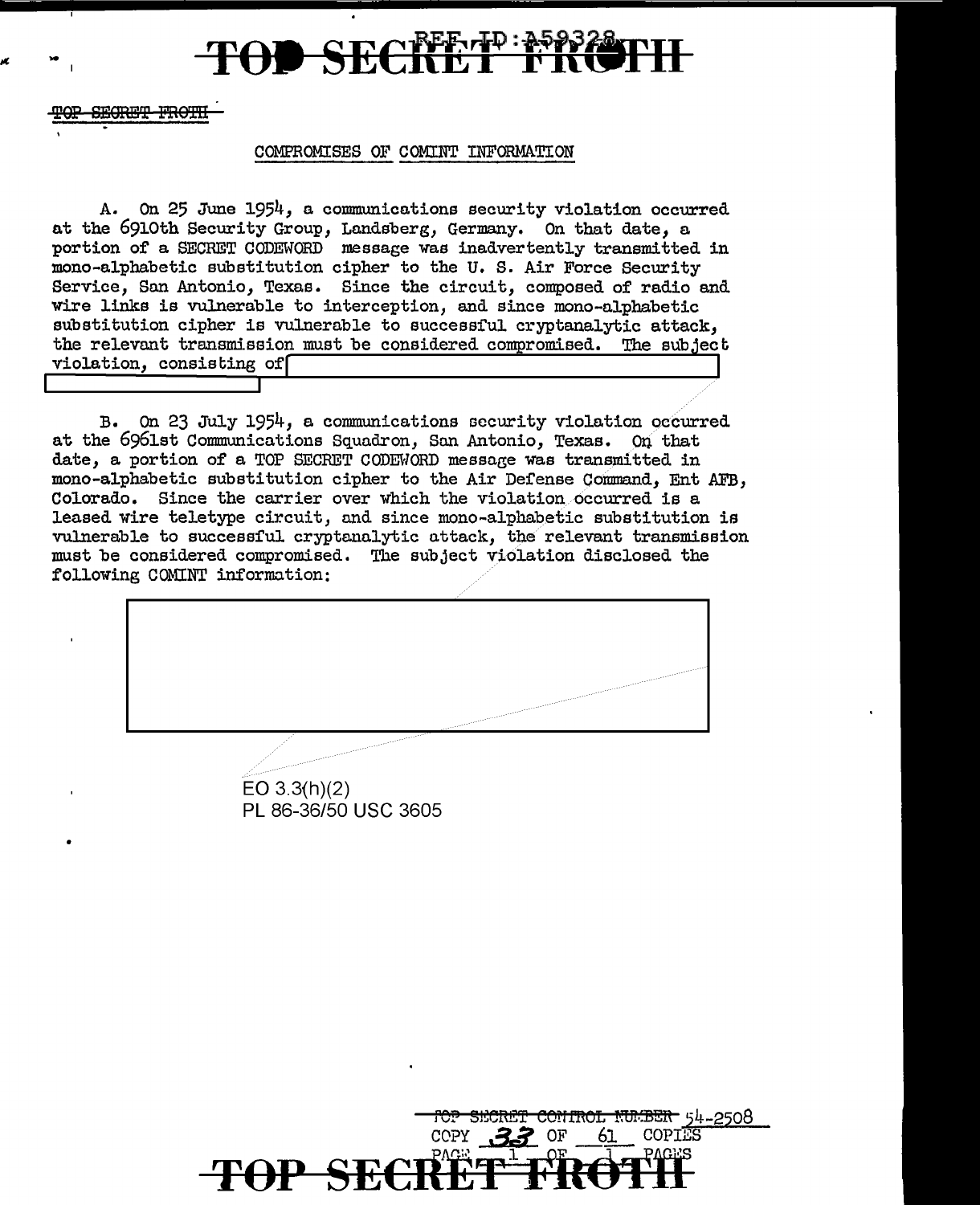TOP SECRET FROTH

## COMPROMISES OF COMINT INFORMATION

A. On 25 June 1954, a communications security violation occurred at the 6910th Security Group, Landsberg, Germany. On that date, a portion of a SECRET CODEWORD message was inadvertently transmitted in mono-alphabetic substitution cipher to the U. S. Air Force Security Service, San Antonio, Texas. Since the circuit, composed of radio and wire links is vulnerable to interception, and since mono-alphabetic substitution cipher is vulnerable to successful cryptanalytic attack, the relevant transmission must be considered compromised. The subject violation, consisting of [REDACTED]

B. On 23 July 1954, a communications security violation occurred at the 6961st Communications Squadron, San Antonio, Texas. On that date, a portion of a TOP SECRET CODEWORD message was transmitted in mono-alphabetic substitution cipher to the Air Defense Command, Ent AFB, Colorado. Since the carrier over which the violation occurred is a leased wire teletype circuit, and since mono-alphabetic substitution is vulnerable to successful cryptanalytic attack, the relevant transmission must be considered compromised. The subject violation disclosed the following COMINT information:

[REDACTED]

EO 3.3(h)(2)
PL 86-36/50 USC 3605

TOP SECRET CONTROL NUMBER 54-2508
COPY 33 OF 61 COPIES
PAGE 1 OF 1 PAGES